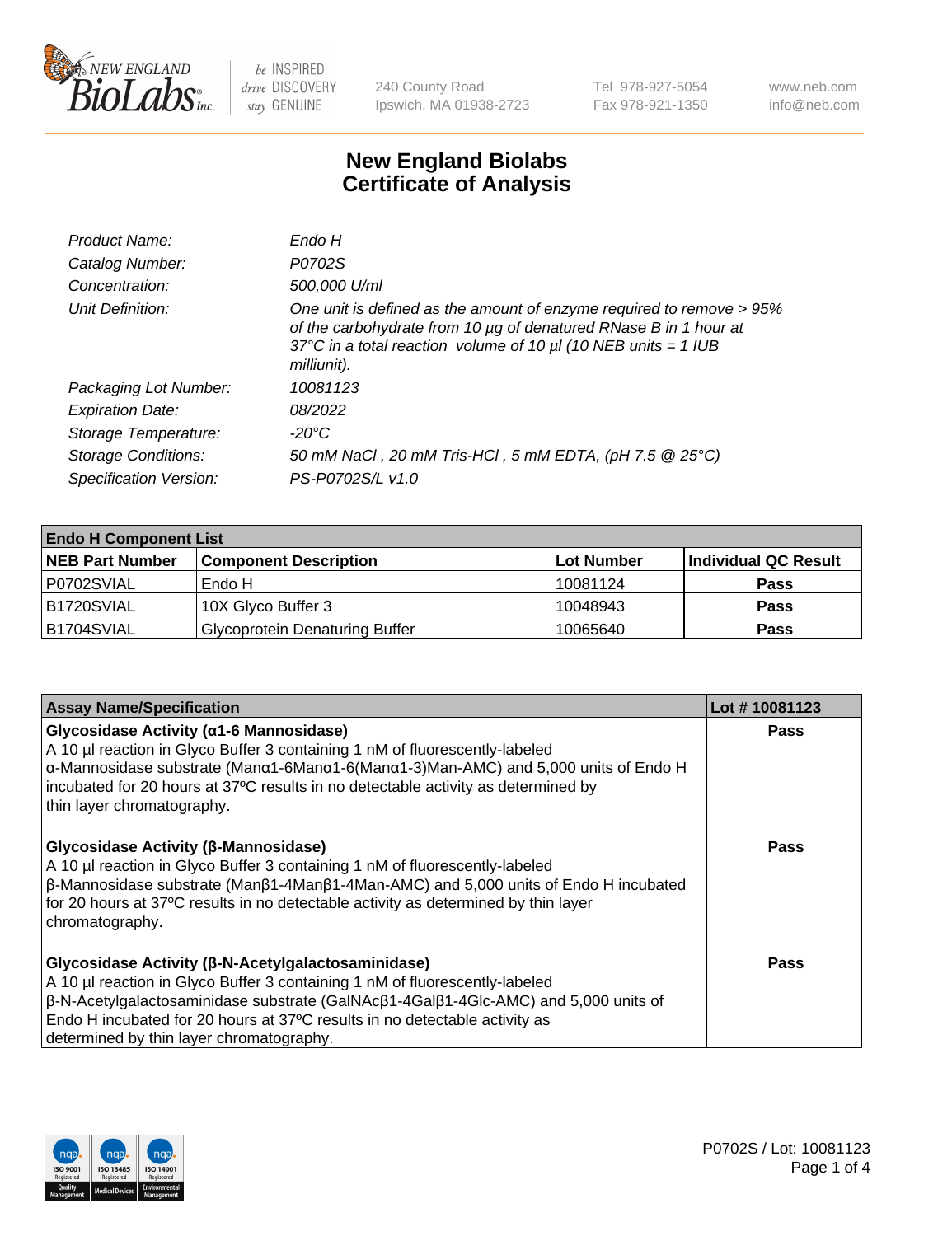# New England Biolabs Certificate of Analysis

| | |
|---|---|
| *Product Name:* | *Endo H* |
| *Catalog Number:* | *P0702S* |
| *Concentration:* | *500,000 U/ml* |
| *Unit Definition:* | *One unit is defined as the amount of enzyme required to remove > 95% of the carbohydrate from 10 µg of denatured RNase B in 1 hour at 37°C in a total reaction volume of 10 µl (10 NEB units = 1 IUB milliunit).* |
| *Packaging Lot Number:* | *10081123* |
| *Expiration Date:* | *08/2022* |
| *Storage Temperature:* | *-20°C* |
| *Storage Conditions:* | *50 mM NaCl , 20 mM Tris-HCl , 5 mM EDTA, (pH 7.5 @ 25°C)* |
| *Specification Version:* | *PS-P0702S/L v1.0* |

| Endo H Component List | | | |
|---|---|---|---|
| **NEB Part Number** | **Component Description** | **Lot Number** | **Individual QC Result** |
| P0702SVIAL | Endo H | 10081124 | **Pass** |
| B1720SVIAL | 10X Glyco Buffer 3 | 10048943 | **Pass** |
| B1704SVIAL | Glycoprotein Denaturing Buffer | 10065640 | **Pass** |

| Assay Name/Specification | Lot # 10081123 |
|---|---|
| **Glycosidase Activity (α1-6 Mannosidase)** A 10 µl reaction in Glyco Buffer 3 containing 1 nM of fluorescently-labeled α-Mannosidase substrate (Manα1-6Manα1-6(Manα1-3)Man-AMC) and 5,000 units of Endo H incubated for 20 hours at 37ºC results in no detectable activity as determined by thin layer chromatography. | **Pass** |
| **Glycosidase Activity (β-Mannosidase)** A 10 µl reaction in Glyco Buffer 3 containing 1 nM of fluorescently-labeled β-Mannosidase substrate (Manβ1-4Manβ1-4Man-AMC) and 5,000 units of Endo H incubated for 20 hours at 37ºC results in no detectable activity as determined by thin layer chromatography. | **Pass** |
| **Glycosidase Activity (β-N-Acetylgalactosaminidase)** A 10 µl reaction in Glyco Buffer 3 containing 1 nM of fluorescently-labeled β-N-Acetylgalactosaminidase substrate (GalNAcβ1-4Galβ1-4Glc-AMC) and 5,000 units of Endo H incubated for 20 hours at 37ºC results in no detectable activity as determined by thin layer chromatography. | **Pass** |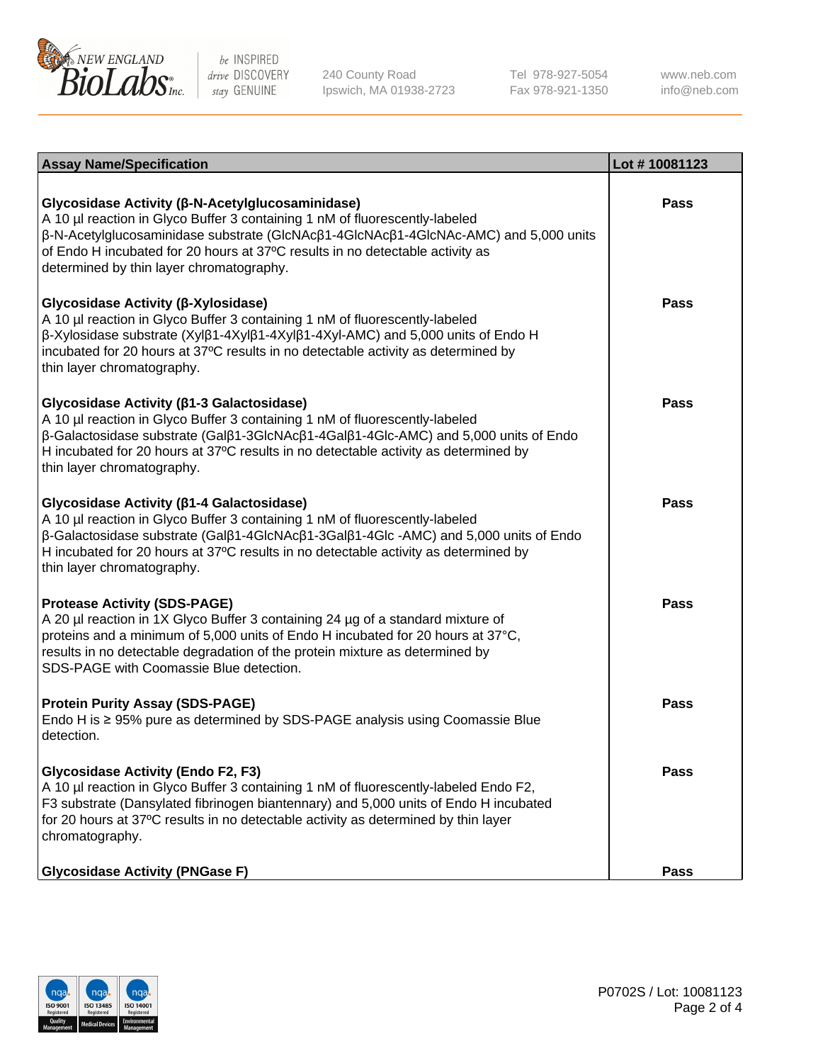| Assay Name/Specification | Lot # 10081123 |
|---|---|
| **Glycosidase Activity (β-N-Acetylglucosaminidase)**<br>A 10 µl reaction in Glyco Buffer 3 containing 1 nM of fluorescently-labeled β-N-Acetylglucosaminidase substrate (GlcNAcβ1-4GlcNAcβ1-4GlcNAc-AMC) and 5,000 units of Endo H incubated for 20 hours at 37ºC results in no detectable activity as determined by thin layer chromatography. | Pass |
| **Glycosidase Activity (β-Xylosidase)**<br>A 10 µl reaction in Glyco Buffer 3 containing 1 nM of fluorescently-labeled β-Xylosidase substrate (Xylβ1-4Xylβ1-4Xylβ1-4Xyl-AMC) and 5,000 units of Endo H incubated for 20 hours at 37ºC results in no detectable activity as determined by thin layer chromatography. | Pass |
| **Glycosidase Activity (β1-3 Galactosidase)**<br>A 10 µl reaction in Glyco Buffer 3 containing 1 nM of fluorescently-labeled β-Galactosidase substrate (Galβ1-3GlcNAcβ1-4Galβ1-4Glc-AMC) and 5,000 units of Endo H incubated for 20 hours at 37ºC results in no detectable activity as determined by thin layer chromatography. | Pass |
| **Glycosidase Activity (β1-4 Galactosidase)**<br>A 10 µl reaction in Glyco Buffer 3 containing 1 nM of fluorescently-labeled β-Galactosidase substrate (Galβ1-4GlcNAcβ1-3Galβ1-4Glc -AMC) and 5,000 units of Endo H incubated for 20 hours at 37ºC results in no detectable activity as determined by thin layer chromatography. | Pass |
| **Protease Activity (SDS-PAGE)**<br>A 20 µl reaction in 1X Glyco Buffer 3 containing 24 µg of a standard mixture of proteins and a minimum of 5,000 units of Endo H incubated for 20 hours at 37°C, results in no detectable degradation of the protein mixture as determined by SDS-PAGE with Coomassie Blue detection. | Pass |
| **Protein Purity Assay (SDS-PAGE)**<br>Endo H is ≥ 95% pure as determined by SDS-PAGE analysis using Coomassie Blue detection. | Pass |
| **Glycosidase Activity (Endo F2, F3)**<br>A 10 µl reaction in Glyco Buffer 3 containing 1 nM of fluorescently-labeled Endo F2, F3 substrate (Dansylated fibrinogen biantennary) and 5,000 units of Endo H incubated for 20 hours at 37ºC results in no detectable activity as determined by thin layer chromatography. | Pass |
| **Glycosidase Activity (PNGase F)** | Pass |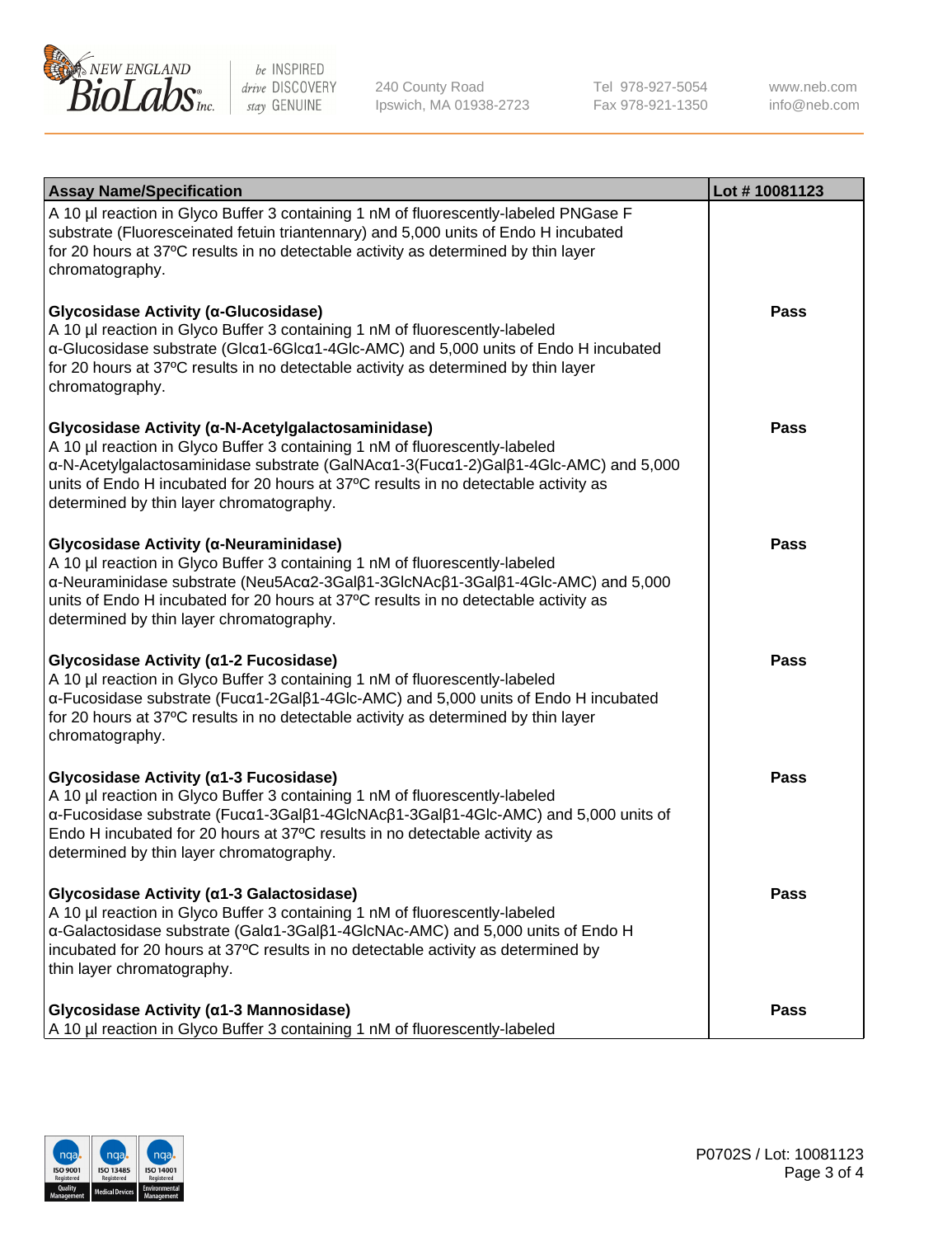| Assay Name/Specification | Lot # 10081123 |
| --- | --- |
| A 10 µl reaction in Glyco Buffer 3 containing 1 nM of fluorescently-labeled PNGase F substrate (Fluoresceinated fetuin triantennary) and 5,000 units of Endo H incubated for 20 hours at 37ºC results in no detectable activity as determined by thin layer chromatography. | |
| **Glycosidase Activity (α-Glucosidase)**<br>A 10 µl reaction in Glyco Buffer 3 containing 1 nM of fluorescently-labeled α-Glucosidase substrate (Glcα1-6Glcα1-4Glc-AMC) and 5,000 units of Endo H incubated for 20 hours at 37ºC results in no detectable activity as determined by thin layer chromatography. | **Pass** |
| **Glycosidase Activity (α-N-Acetylgalactosaminidase)**<br>A 10 µl reaction in Glyco Buffer 3 containing 1 nM of fluorescently-labeled α-N-Acetylgalactosaminidase substrate (GalNAcα1-3(Fucα1-2)Galβ1-4Glc-AMC) and 5,000 units of Endo H incubated for 20 hours at 37ºC results in no detectable activity as determined by thin layer chromatography. | **Pass** |
| **Glycosidase Activity (α-Neuraminidase)**<br>A 10 µl reaction in Glyco Buffer 3 containing 1 nM of fluorescently-labeled α-Neuraminidase substrate (Neu5Acα2-3Galβ1-3GlcNAcβ1-3Galβ1-4Glc-AMC) and 5,000 units of Endo H incubated for 20 hours at 37ºC results in no detectable activity as determined by thin layer chromatography. | **Pass** |
| **Glycosidase Activity (α1-2 Fucosidase)**<br>A 10 µl reaction in Glyco Buffer 3 containing 1 nM of fluorescently-labeled α-Fucosidase substrate (Fucα1-2Galβ1-4Glc-AMC) and 5,000 units of Endo H incubated for 20 hours at 37ºC results in no detectable activity as determined by thin layer chromatography. | **Pass** |
| **Glycosidase Activity (α1-3 Fucosidase)**<br>A 10 µl reaction in Glyco Buffer 3 containing 1 nM of fluorescently-labeled α-Fucosidase substrate (Fucα1-3Galβ1-4GlcNAcβ1-3Galβ1-4Glc-AMC) and 5,000 units of Endo H incubated for 20 hours at 37ºC results in no detectable activity as determined by thin layer chromatography. | **Pass** |
| **Glycosidase Activity (α1-3 Galactosidase)**<br>A 10 µl reaction in Glyco Buffer 3 containing 1 nM of fluorescently-labeled α-Galactosidase substrate (Galα1-3Galβ1-4GlcNAc-AMC) and 5,000 units of Endo H incubated for 20 hours at 37ºC results in no detectable activity as determined by thin layer chromatography. | **Pass** |
| **Glycosidase Activity (α1-3 Mannosidase)**<br>A 10 µl reaction in Glyco Buffer 3 containing 1 nM of fluorescently-labeled | **Pass** |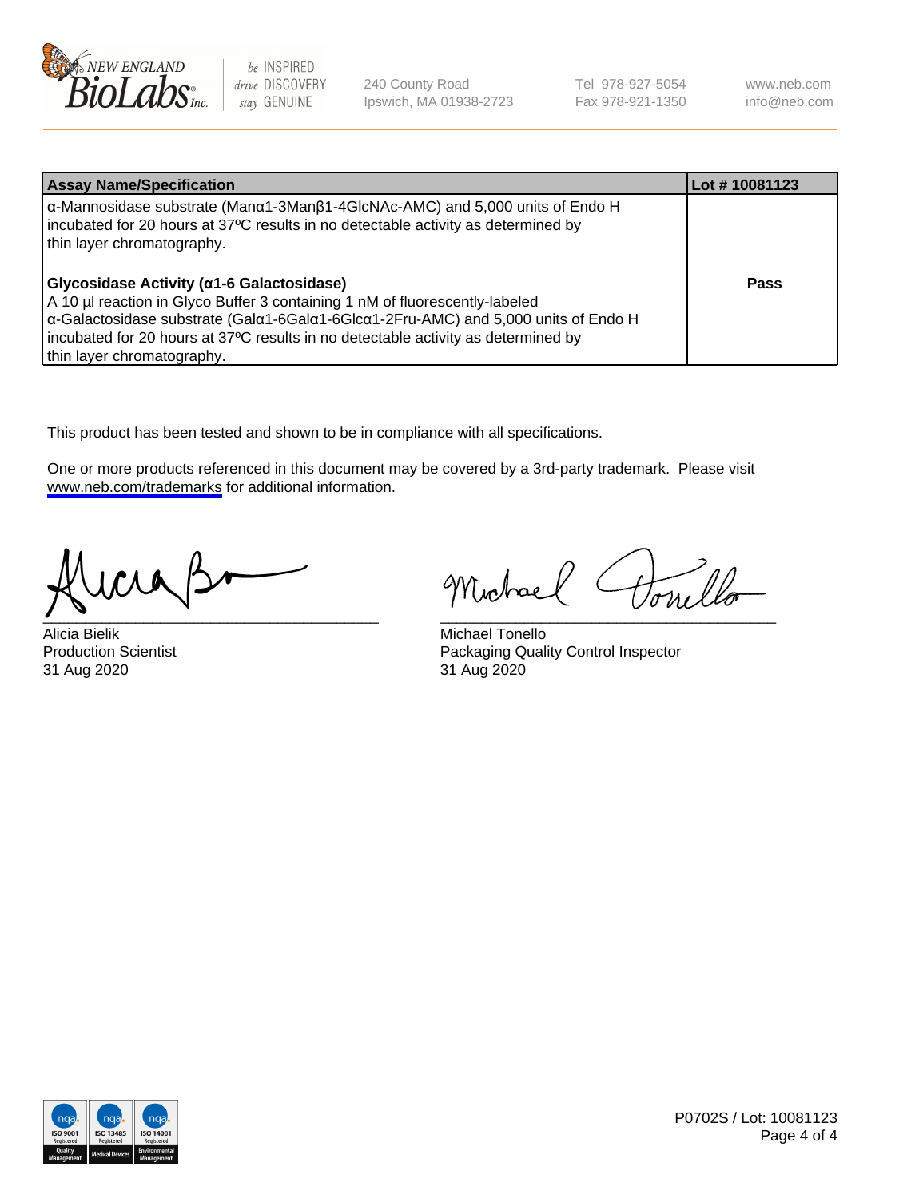| Assay Name/Specification | Lot # 10081123 |
| --- | --- |
| α-Mannosidase substrate (Manα1-3Manβ1-4GlcNAc-AMC) and 5,000 units of Endo H incubated for 20 hours at 37ºC results in no detectable activity as determined by thin layer chromatography. | |
| **Glycosidase Activity (α1-6 Galactosidase)**<br>A 10 µl reaction in Glyco Buffer 3 containing 1 nM of fluorescently-labeled α-Galactosidase substrate (Galα1-6Galα1-6Glcα1-2Fru-AMC) and 5,000 units of Endo H incubated for 20 hours at 37ºC results in no detectable activity as determined by thin layer chromatography. | **Pass** |

This product has been tested and shown to be in compliance with all specifications.

One or more products referenced in this document may be covered by a 3rd-party trademark. Please visit www.neb.com/trademarks for additional information.

Alicia Bielik
Production Scientist
31 Aug 2020

Michael Tonello
Packaging Quality Control Inspector
31 Aug 2020

P0702S / Lot: 10081123